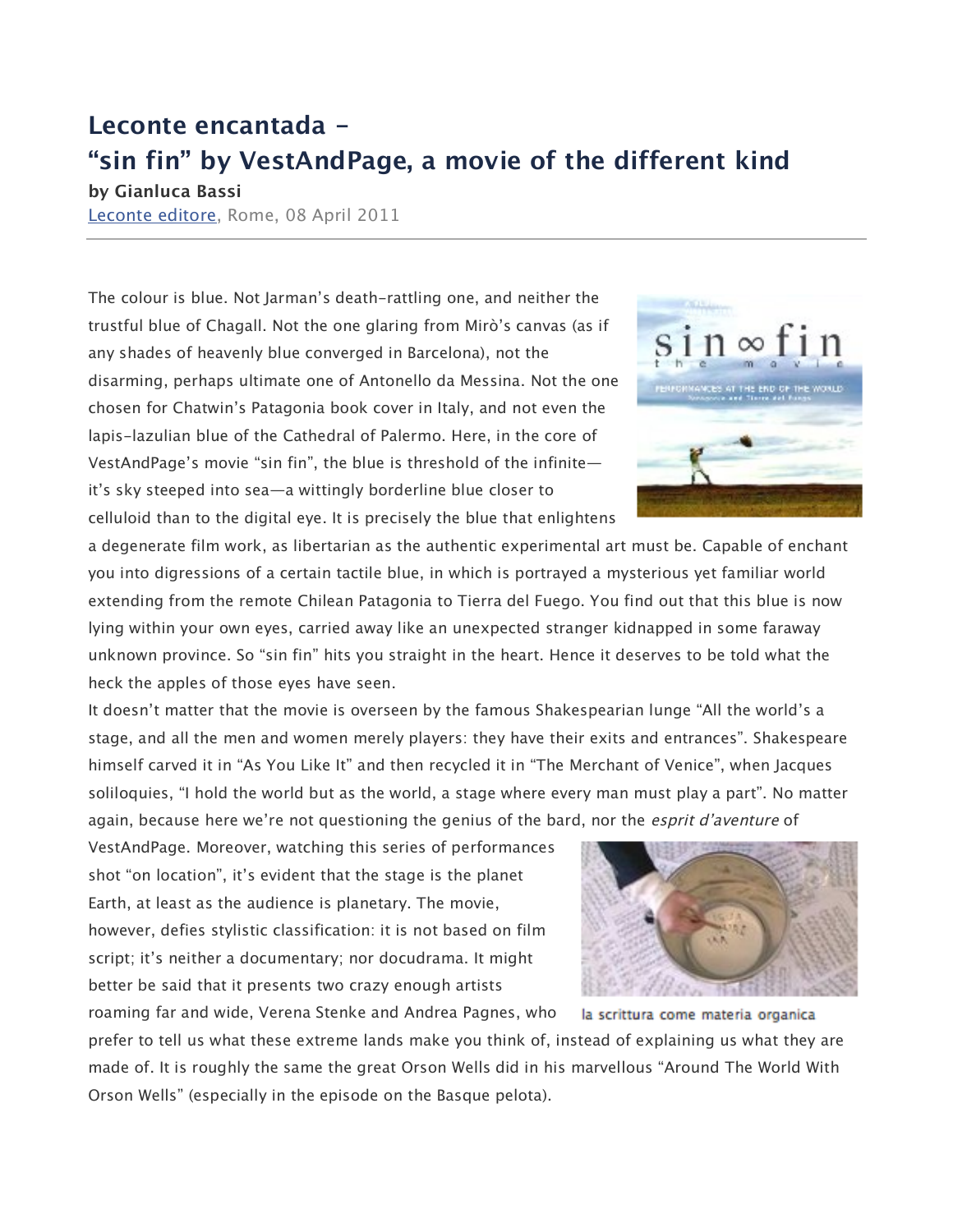# Leconte encantada –
# "sin fin" by VestAndPage, a movie of the different kind

**by Gianluca Bassi**

Leconte editore, Rome, 08 April 2011

---

The colour is blue. Not Jarman's death-rattling one, and neither the trustful blue of Chagall. Not the one glaring from Mirò's canvas (as if any shades of heavenly blue converged in Barcelona), not the disarming, perhaps ultimate one of Antonello da Messina. Not the one chosen for Chatwin's Patagonia book cover in Italy, and not even the lapis-lazulian blue of the Cathedral of Palermo. Here, in the core of VestAndPage's movie "sin fin", the blue is threshold of the infinite—it's sky steeped into sea—a wittingly borderline blue closer to celluloid than to the digital eye. It is precisely the blue that enlightens a degenerate film work, as libertarian as the authentic experimental art must be. Capable of enchant you into digressions of a certain tactile blue, in which is portrayed a mysterious yet familiar world extending from the remote Chilean Patagonia to Tierra del Fuego. You find out that this blue is now lying within your own eyes, carried away like an unexpected stranger kidnapped in some faraway unknown province. So "sin fin" hits you straight in the heart. Hence it deserves to be told what the heck the apples of those eyes have seen.

It doesn't matter that the movie is overseen by the famous Shakespearian lunge "All the world's a stage, and all the men and women merely players: they have their exits and entrances". Shakespeare himself carved it in "As You Like It" and then recycled it in "The Merchant of Venice", when Jacques soliloquies, "I hold the world but as the world, a stage where every man must play a part". No matter again, because here we're not questioning the genius of the bard, nor the *esprit d'aventure* of VestAndPage. Moreover, watching this series of performances shot "on location", it's evident that the stage is the planet Earth, at least as the audience is planetary. The movie, however, defies stylistic classification: it is not based on film script; it's neither a documentary; nor docudrama. It might better be said that it presents two crazy enough artists roaming far and wide, Verena Stenke and Andrea Pagnes, who prefer to tell us what these extreme lands make you think of, instead of explaining us what they are made of. It is roughly the same the great Orson Wells did in his marvellous "Around The World With Orson Wells" (especially in the episode on the Basque pelota).

la scrittura come materia organica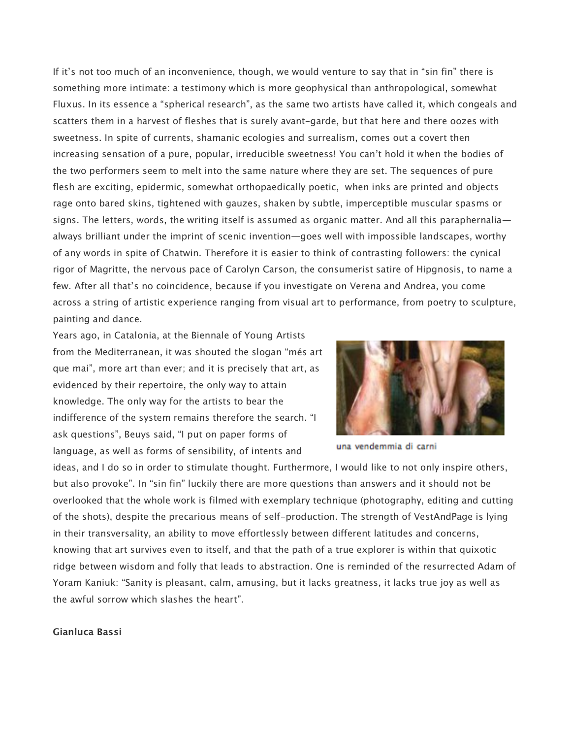If it's not too much of an inconvenience, though, we would venture to say that in "sin fin" there is something more intimate: a testimony which is more geophysical than anthropological, somewhat Fluxus. In its essence a "spherical research", as the same two artists have called it, which congeals and scatters them in a harvest of fleshes that is surely avant-garde, but that here and there oozes with sweetness. In spite of currents, shamanic ecologies and surrealism, comes out a covert then increasing sensation of a pure, popular, irreducible sweetness! You can't hold it when the bodies of the two performers seem to melt into the same nature where they are set. The sequences of pure flesh are exciting, epidermic, somewhat orthopaedically poetic, when inks are printed and objects rage onto bared skins, tightened with gauzes, shaken by subtle, imperceptible muscular spasms or signs. The letters, words, the writing itself is assumed as organic matter. And all this paraphernalia—always brilliant under the imprint of scenic invention—goes well with impossible landscapes, worthy of any words in spite of Chatwin. Therefore it is easier to think of contrasting followers: the cynical rigor of Magritte, the nervous pace of Carolyn Carson, the consumerist satire of Hipgnosis, to name a few. After all that's no coincidence, because if you investigate on Verena and Andrea, you come across a string of artistic experience ranging from visual art to performance, from poetry to sculpture, painting and dance.

Years ago, in Catalonia, at the Biennale of Young Artists from the Mediterranean, it was shouted the slogan "més art que mai", more art than ever; and it is precisely that art, as evidenced by their repertoire, the only way to attain knowledge. The only way for the artists to bear the indifference of the system remains therefore the search. "I ask questions", Beuys said, "I put on paper forms of language, as well as forms of sensibility, of intents and ideas, and I do so in order to stimulate thought. Furthermore, I would like to not only inspire others, but also provoke". In "sin fin" luckily there are more questions than answers and it should not be overlooked that the whole work is filmed with exemplary technique (photography, editing and cutting of the shots), despite the precarious means of self-production. The strength of VestAndPage is lying in their transversality, an ability to move effortlessly between different latitudes and concerns, knowing that art survives even to itself, and that the path of a true explorer is within that quixotic ridge between wisdom and folly that leads to abstraction. One is reminded of the resurrected Adam of Yoram Kaniuk: "Sanity is pleasant, calm, amusing, but it lacks greatness, it lacks true joy as well as the awful sorrow which slashes the heart".

una vendemmia di carni

**Gianluca Bassi**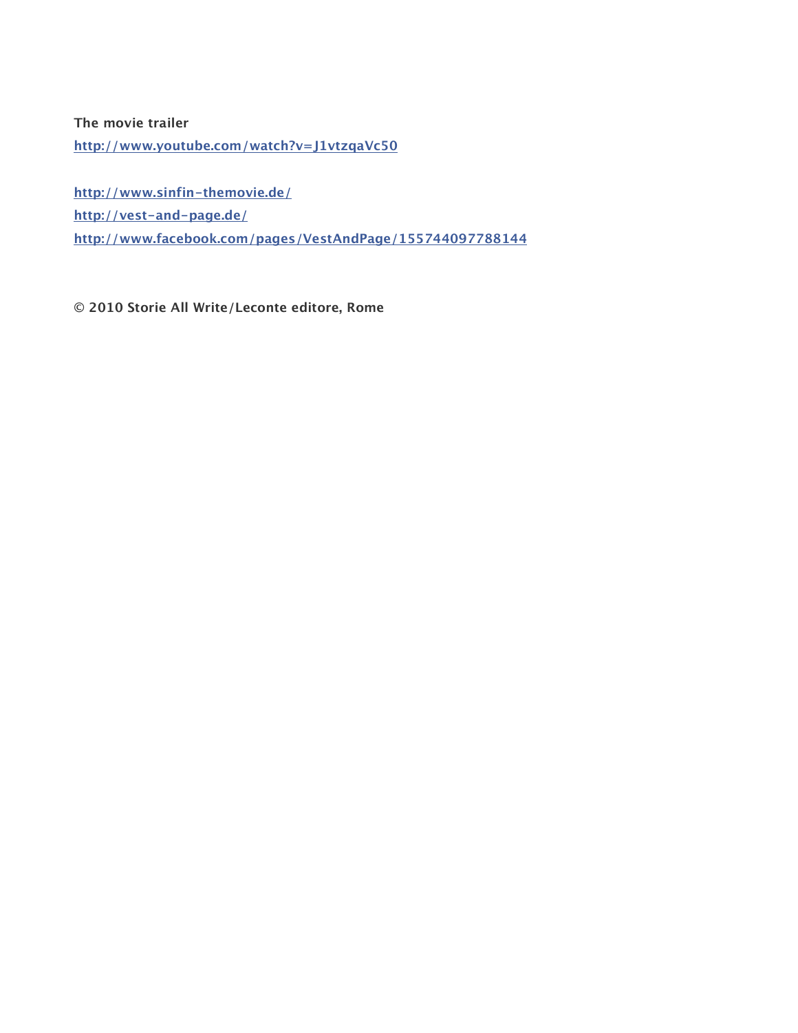**The movie trailer**

http://www.youtube.com/watch?v=J1vtzqaVc50

http://www.sinfin-themovie.de/

http://vest-and-page.de/

http://www.facebook.com/pages/VestAndPage/155744097788144

© 2010 Storie All Write/Leconte editore, Rome